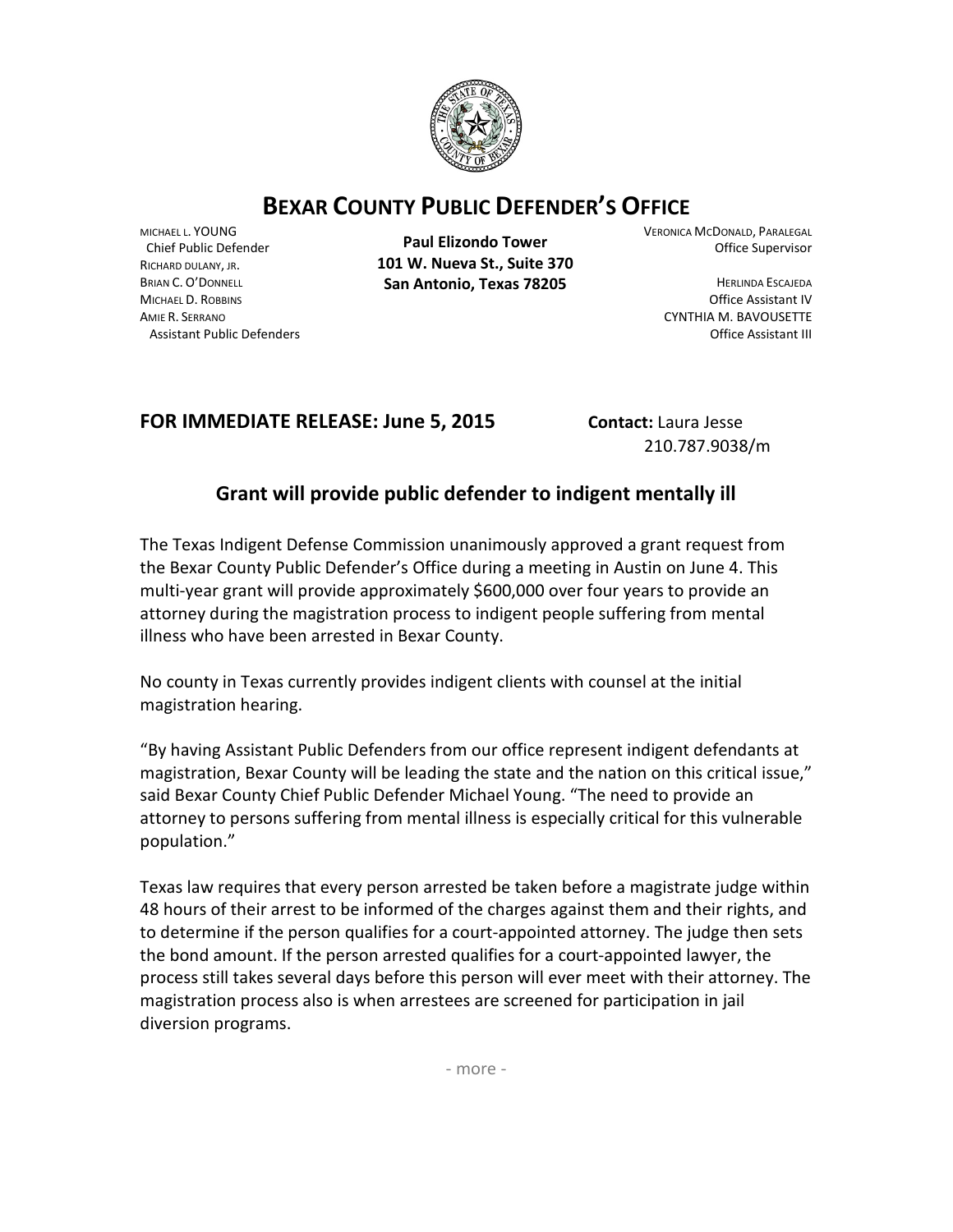# BEXAR COUNTY PUBLIC DEFENDER'S OFFICE

MICHAEL L. YOUNG
Chief Public Defender
RICHARD DULANY, JR.
BRIAN C. O'DONNELL
MICHAEL D. ROBBINS
AMIE R. SERRANO
Assistant Public Defenders

**Paul Elizondo Tower**
**101 W. Nueva St., Suite 370**
**San Antonio, Texas 78205**

VERONICA MCDONALD, PARALEGAL
Office Supervisor

HERLINDA ESCAJEDA
Office Assistant IV
CYNTHIA M. BAVOUSETTE
Office Assistant III

**FOR IMMEDIATE RELEASE: June 5, 2015** **Contact:** Laura Jesse
210.787.9038/m

## Grant will provide public defender to indigent mentally ill

The Texas Indigent Defense Commission unanimously approved a grant request from the Bexar County Public Defender's Office during a meeting in Austin on June 4. This multi-year grant will provide approximately $600,000 over four years to provide an attorney during the magistration process to indigent people suffering from mental illness who have been arrested in Bexar County.

No county in Texas currently provides indigent clients with counsel at the initial magistration hearing.

"By having Assistant Public Defenders from our office represent indigent defendants at magistration, Bexar County will be leading the state and the nation on this critical issue," said Bexar County Chief Public Defender Michael Young. "The need to provide an attorney to persons suffering from mental illness is especially critical for this vulnerable population."

Texas law requires that every person arrested be taken before a magistrate judge within 48 hours of their arrest to be informed of the charges against them and their rights, and to determine if the person qualifies for a court-appointed attorney. The judge then sets the bond amount. If the person arrested qualifies for a court-appointed lawyer, the process still takes several days before this person will ever meet with their attorney. The magistration process also is when arrestees are screened for participation in jail diversion programs.

- more -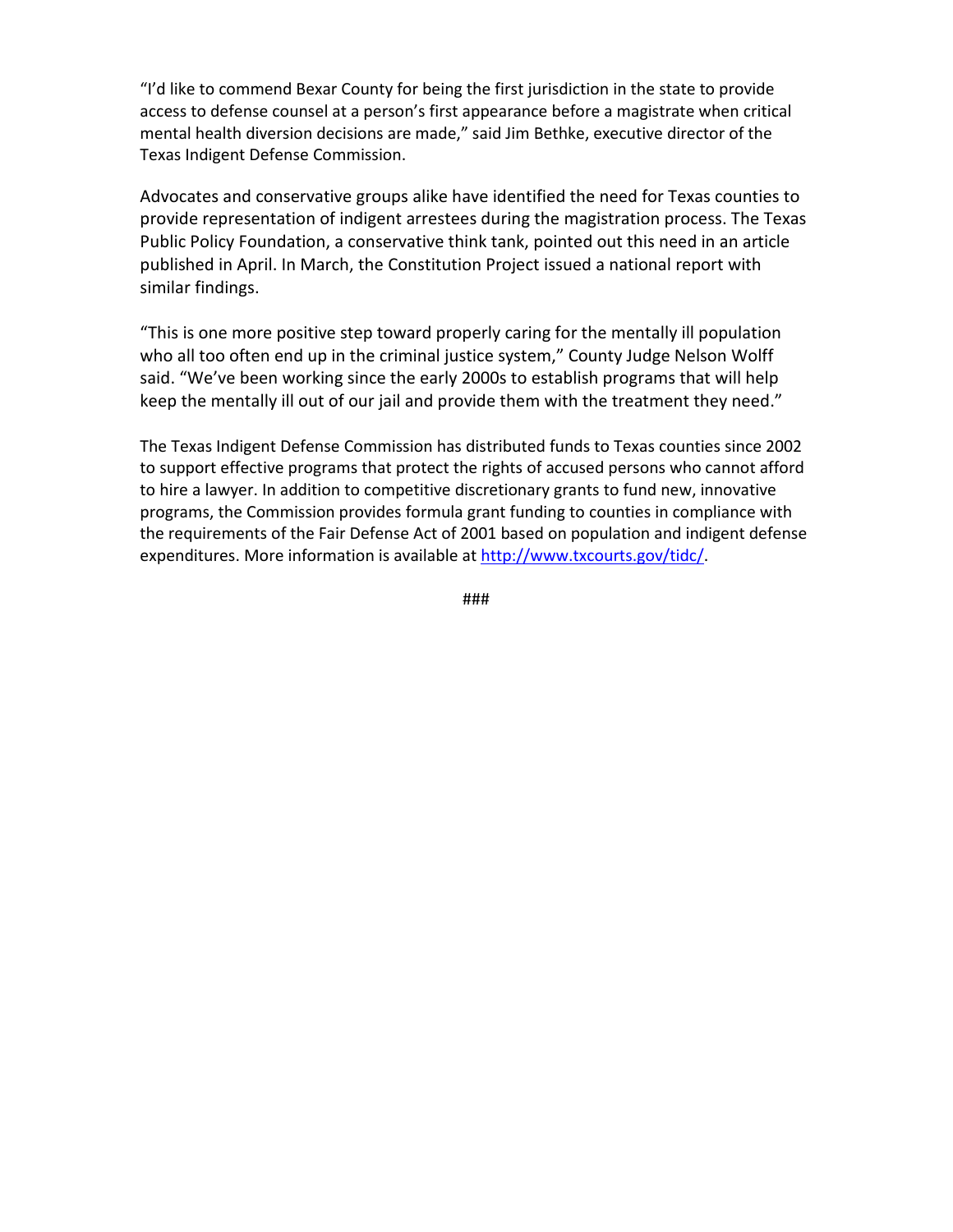"I'd like to commend Bexar County for being the first jurisdiction in the state to provide access to defense counsel at a person's first appearance before a magistrate when critical mental health diversion decisions are made," said Jim Bethke, executive director of the Texas Indigent Defense Commission.

Advocates and conservative groups alike have identified the need for Texas counties to provide representation of indigent arrestees during the magistration process. The Texas Public Policy Foundation, a conservative think tank, pointed out this need in an article published in April. In March, the Constitution Project issued a national report with similar findings.

"This is one more positive step toward properly caring for the mentally ill population who all too often end up in the criminal justice system," County Judge Nelson Wolff said. "We've been working since the early 2000s to establish programs that will help keep the mentally ill out of our jail and provide them with the treatment they need."

The Texas Indigent Defense Commission has distributed funds to Texas counties since 2002 to support effective programs that protect the rights of accused persons who cannot afford to hire a lawyer. In addition to competitive discretionary grants to fund new, innovative programs, the Commission provides formula grant funding to counties in compliance with the requirements of the Fair Defense Act of 2001 based on population and indigent defense expenditures. More information is available at [http://www.txcourts.gov/tidc/](http://www.txcourts.gov/tidc/).

###